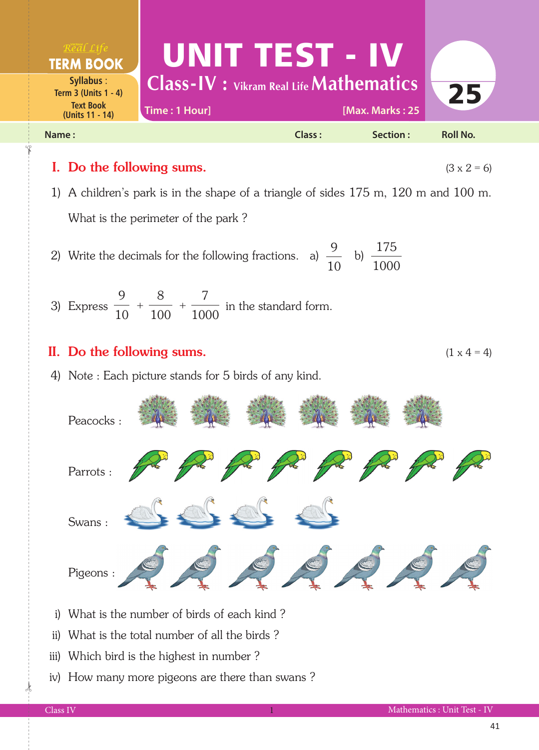Real Life **TERM BOOK**

Syllabus : Term 3 (Units 1 - 4)
Text Book (Units 11 - 14)

# UNIT TEST - IV

## Class-IV : Vikram Real Life Mathematics

Time : 1 Hour]  [Max. Marks : 25

**25**

**Name :**  **Class :**  **Section :**  **Roll No.**

## I. Do the following sums. (3 x 2 = 6)

1) A children's park is in the shape of a triangle of sides 175 m, 120 m and 100 m. What is the perimeter of the park ?

2) Write the decimals for the following fractions. a) $\frac{9}{10}$ b) $\frac{175}{1000}$

3) Express $\frac{9}{10} + \frac{8}{100} + \frac{7}{1000}$ in the standard form.

## II. Do the following sums. (1 x 4 = 4)

4) Note : Each picture stands for 5 birds of any kind.

Peacocks : 6 pictures

Parrots : 8 pictures

Swans : 4 pictures

Pigeons : 7 pictures

i) What is the number of birds of each kind ?

ii) What is the total number of all the birds ?

iii) Which bird is the highest in number ?

iv) How many more pigeons are there than swans ?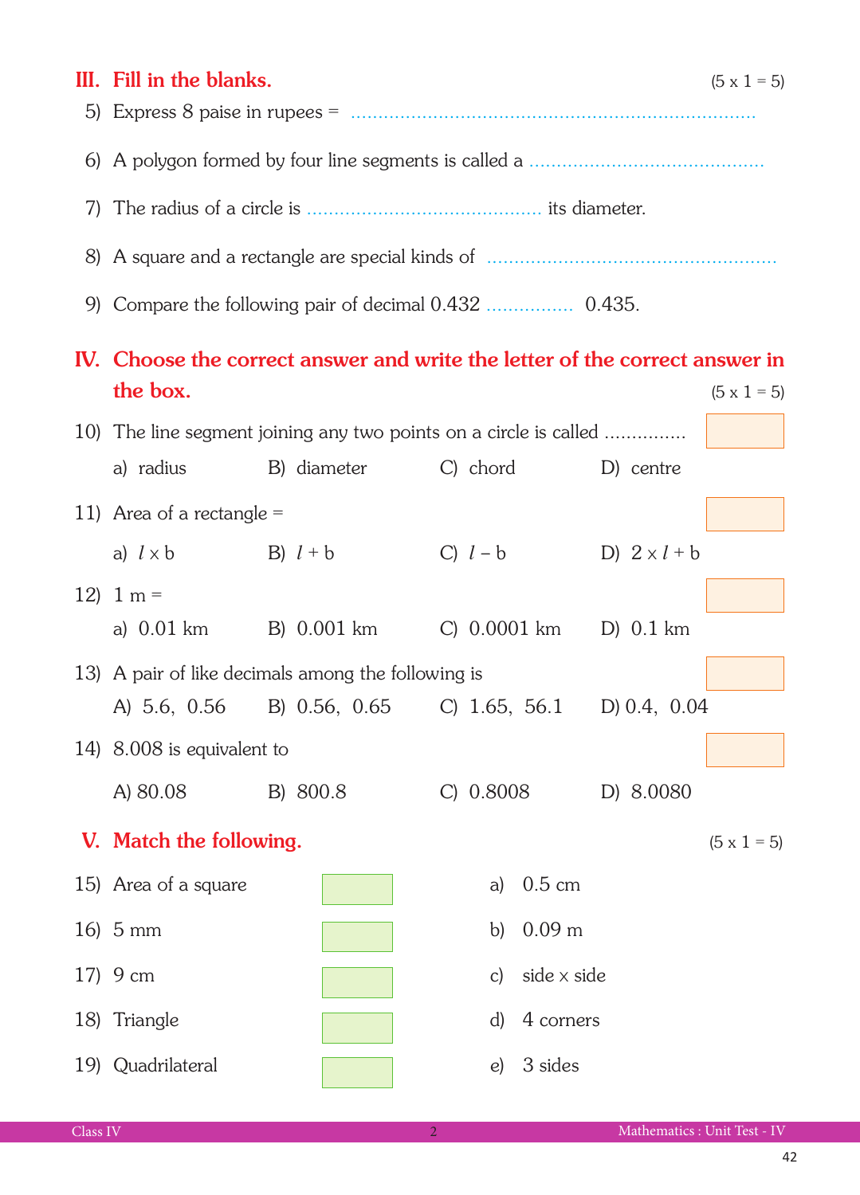## III. Fill in the blanks. (5 x 1 = 5)

5) Express 8 paise in rupees = ..........................................................................

6) A polygon formed by four line segments is called a ...........................................

7) The radius of a circle is ........................................... its diameter.

8) A square and a rectangle are special kinds of .....................................................

9) Compare the following pair of decimal 0.432 ................ 0.435.

## IV. Choose the correct answer and write the letter of the correct answer in the box. (5 x 1 = 5)

10) The line segment joining any two points on a circle is called ..............

a) radius  B) diameter  C) chord  D) centre

11) Area of a rectangle =

a) $l \times b$  B) $l + b$  C) $l - b$  D) $2 \times l + b$

12) 1 m =

a) 0.01 km  B) 0.001 km  C) 0.0001 km  D) 0.1 km

13) A pair of like decimals among the following is

A) 5.6, 0.56  B) 0.56, 0.65  C) 1.65, 56.1  D) 0.4, 0.04

14) 8.008 is equivalent to

A) 80.08  B) 800.8  C) 0.8008  D) 8.0080

## V. Match the following. (5 x 1 = 5)

| | | |
|---|---|---|
| 15) Area of a square | | a) 0.5 cm |
| 16) 5 mm | | b) 0.09 m |
| 17) 9 cm | | c) side × side |
| 18) Triangle | | d) 4 corners |
| 19) Quadrilateral | | e) 3 sides |